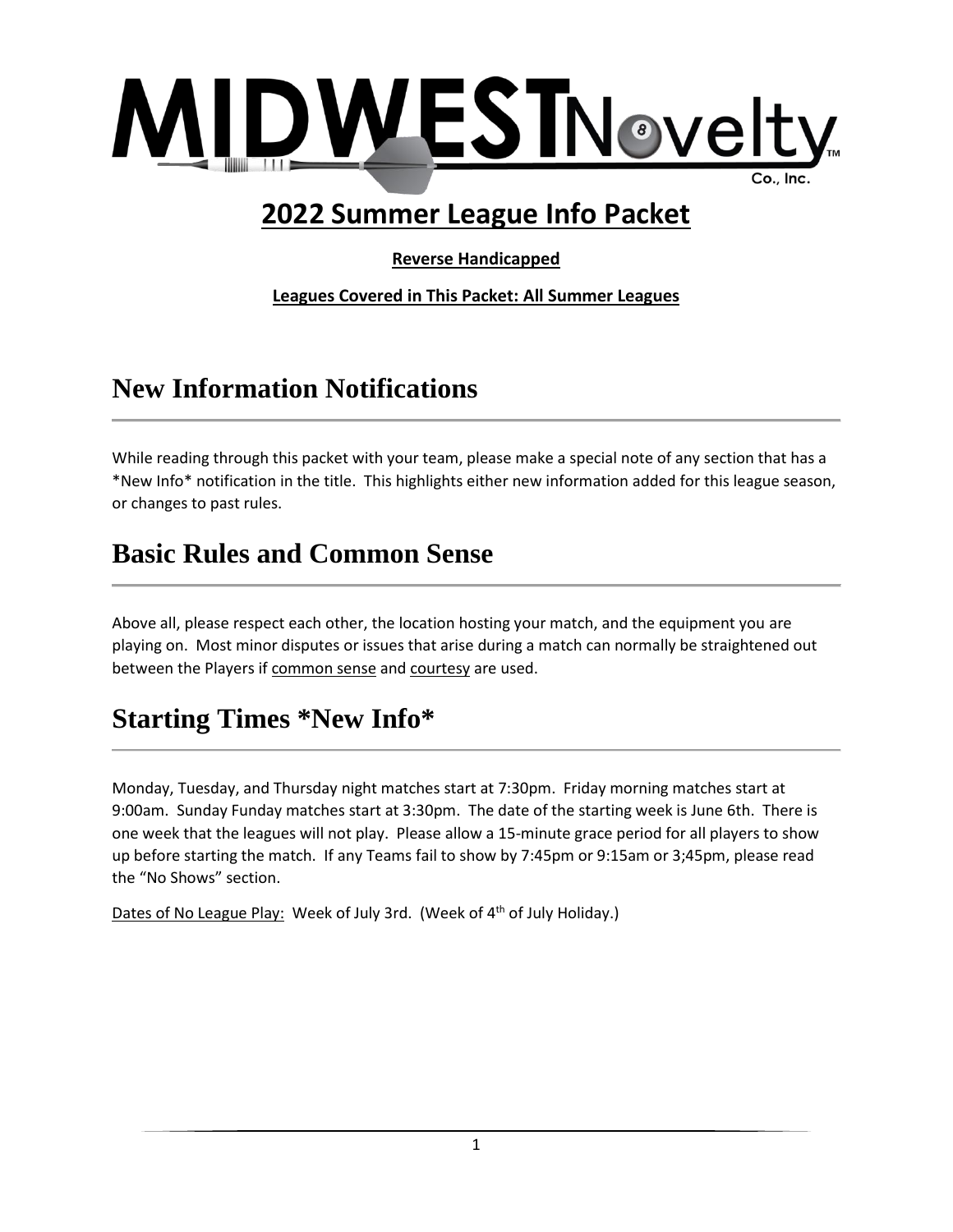# MIDWEST Novelty Co., Inc.

## 2022 Summer League Info Packet

**Reverse Handicapped**

**Leagues Covered in This Packet: All Summer Leagues**

## New Information Notifications

While reading through this packet with your team, please make a special note of any section that has a *New Info* notification in the title. This highlights either new information added for this league season, or changes to past rules.

## Basic Rules and Common Sense

Above all, please respect each other, the location hosting your match, and the equipment you are playing on. Most minor disputes or issues that arise during a match can normally be straightened out between the Players if common sense and courtesy are used.

## Starting Times *New Info*

Monday, Tuesday, and Thursday night matches start at 7:30pm. Friday morning matches start at 9:00am. Sunday Funday matches start at 3:30pm. The date of the starting week is June 6th. There is one week that the leagues will not play. Please allow a 15-minute grace period for all players to show up before starting the match. If any Teams fail to show by 7:45pm or 9:15am or 3;45pm, please read the "No Shows" section.

Dates of No League Play: Week of July 3rd. (Week of 4th of July Holiday.)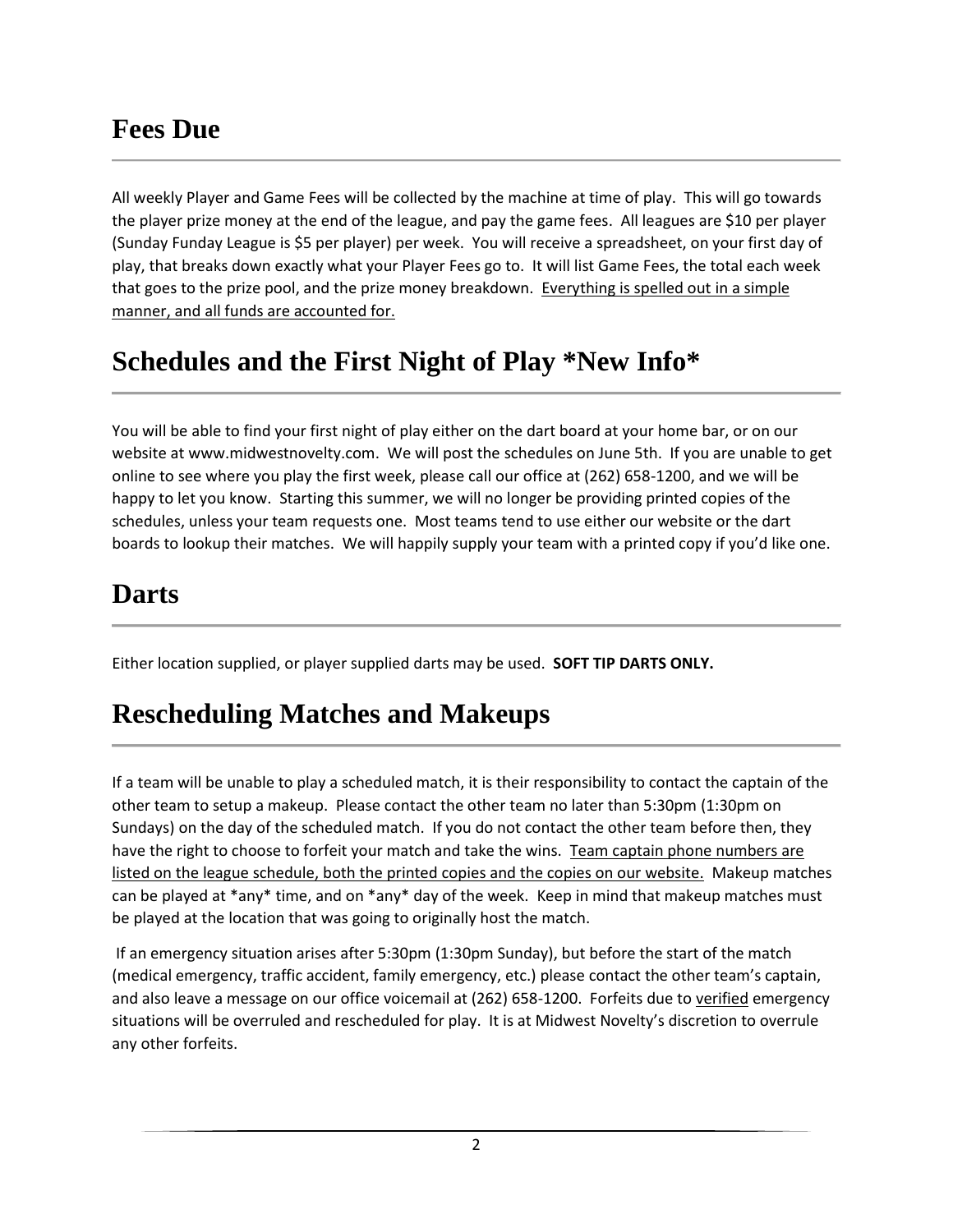## Fees Due

All weekly Player and Game Fees will be collected by the machine at time of play. This will go towards the player prize money at the end of the league, and pay the game fees. All leagues are $10 per player (Sunday Funday League is $5 per player) per week. You will receive a spreadsheet, on your first day of play, that breaks down exactly what your Player Fees go to. It will list Game Fees, the total each week that goes to the prize pool, and the prize money breakdown. <u>Everything is spelled out in a simple manner, and all funds are accounted for.</u>

## Schedules and the First Night of Play *New Info*

You will be able to find your first night of play either on the dart board at your home bar, or on our website at www.midwestnovelty.com. We will post the schedules on June 5th. If you are unable to get online to see where you play the first week, please call our office at (262) 658-1200, and we will be happy to let you know. Starting this summer, we will no longer be providing printed copies of the schedules, unless your team requests one. Most teams tend to use either our website or the dart boards to lookup their matches. We will happily supply your team with a printed copy if you'd like one.

## Darts

Either location supplied, or player supplied darts may be used. **SOFT TIP DARTS ONLY.**

## Rescheduling Matches and Makeups

If a team will be unable to play a scheduled match, it is their responsibility to contact the captain of the other team to setup a makeup. Please contact the other team no later than 5:30pm (1:30pm on Sundays) on the day of the scheduled match. If you do not contact the other team before then, they have the right to choose to forfeit your match and take the wins. <u>Team captain phone numbers are listed on the league schedule, both the printed copies and the copies on our website.</u> Makeup matches can be played at *any* time, and on *any* day of the week. Keep in mind that makeup matches must be played at the location that was going to originally host the match.

If an emergency situation arises after 5:30pm (1:30pm Sunday), but before the start of the match (medical emergency, traffic accident, family emergency, etc.) please contact the other team's captain, and also leave a message on our office voicemail at (262) 658-1200. Forfeits due to <u>verified</u> emergency situations will be overruled and rescheduled for play. It is at Midwest Novelty's discretion to overrule any other forfeits.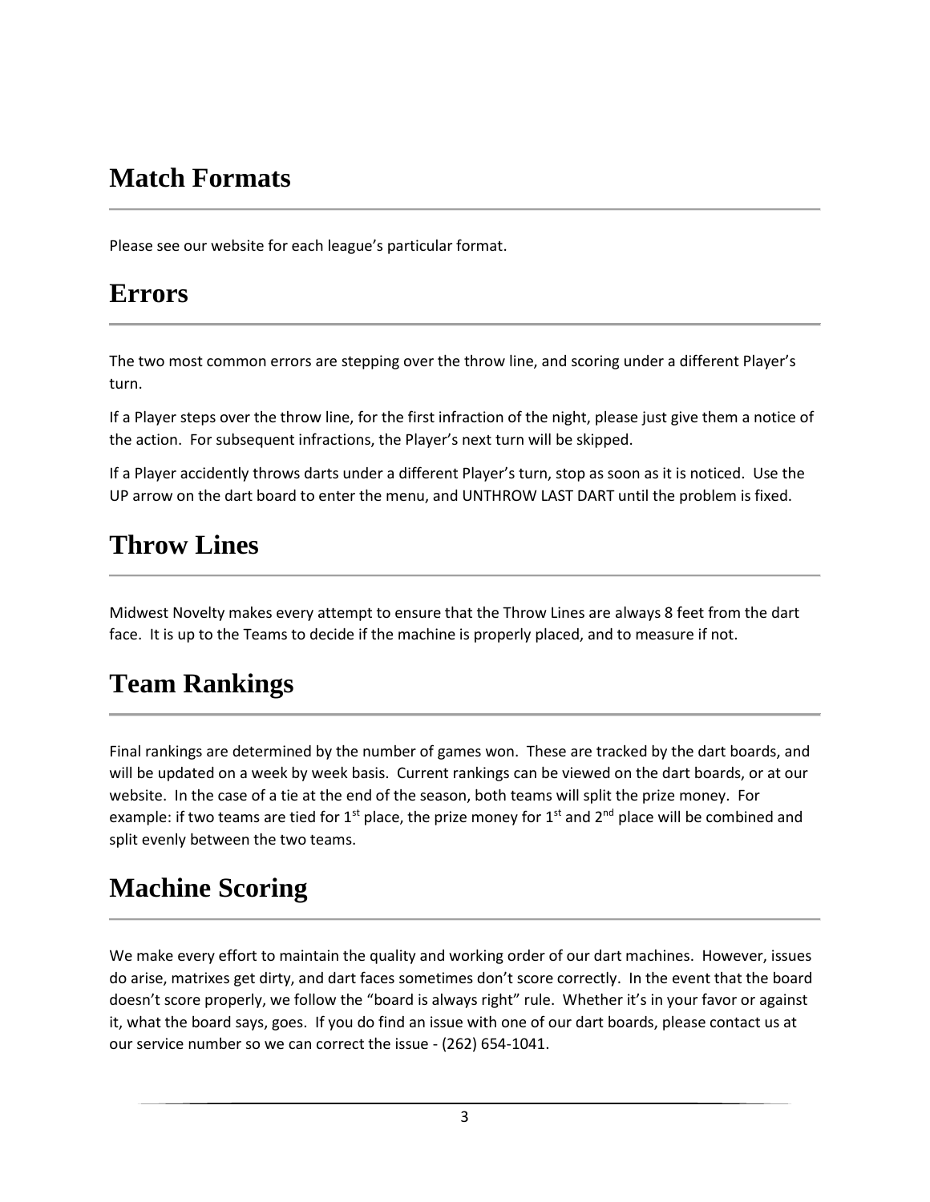## Match Formats

Please see our website for each league's particular format.

## Errors

The two most common errors are stepping over the throw line, and scoring under a different Player's turn.

If a Player steps over the throw line, for the first infraction of the night, please just give them a notice of the action. For subsequent infractions, the Player's next turn will be skipped.

If a Player accidently throws darts under a different Player's turn, stop as soon as it is noticed. Use the UP arrow on the dart board to enter the menu, and UNTHROW LAST DART until the problem is fixed.

## Throw Lines

Midwest Novelty makes every attempt to ensure that the Throw Lines are always 8 feet from the dart face. It is up to the Teams to decide if the machine is properly placed, and to measure if not.

## Team Rankings

Final rankings are determined by the number of games won. These are tracked by the dart boards, and will be updated on a week by week basis. Current rankings can be viewed on the dart boards, or at our website. In the case of a tie at the end of the season, both teams will split the prize money. For example: if two teams are tied for 1st place, the prize money for 1st and 2nd place will be combined and split evenly between the two teams.

## Machine Scoring

We make every effort to maintain the quality and working order of our dart machines. However, issues do arise, matrixes get dirty, and dart faces sometimes don't score correctly. In the event that the board doesn't score properly, we follow the "board is always right" rule. Whether it's in your favor or against it, what the board says, goes. If you do find an issue with one of our dart boards, please contact us at our service number so we can correct the issue - (262) 654-1041.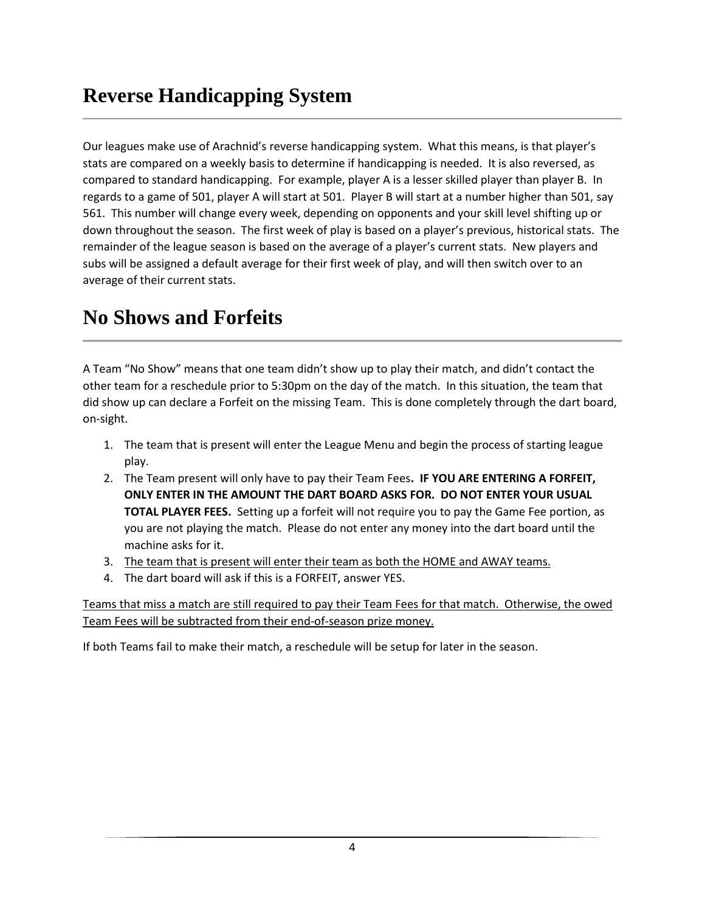# Reverse Handicapping System

Our leagues make use of Arachnid's reverse handicapping system. What this means, is that player's stats are compared on a weekly basis to determine if handicapping is needed. It is also reversed, as compared to standard handicapping. For example, player A is a lesser skilled player than player B. In regards to a game of 501, player A will start at 501. Player B will start at a number higher than 501, say 561. This number will change every week, depending on opponents and your skill level shifting up or down throughout the season. The first week of play is based on a player's previous, historical stats. The remainder of the league season is based on the average of a player's current stats. New players and subs will be assigned a default average for their first week of play, and will then switch over to an average of their current stats.

# No Shows and Forfeits

A Team "No Show" means that one team didn't show up to play their match, and didn't contact the other team for a reschedule prior to 5:30pm on the day of the match. In this situation, the team that did show up can declare a Forfeit on the missing Team. This is done completely through the dart board, on-sight.

1. The team that is present will enter the League Menu and begin the process of starting league play.
2. The Team present will only have to pay their Team Fees**. IF YOU ARE ENTERING A FORFEIT, ONLY ENTER IN THE AMOUNT THE DART BOARD ASKS FOR. DO NOT ENTER YOUR USUAL TOTAL PLAYER FEES.** Setting up a forfeit will not require you to pay the Game Fee portion, as you are not playing the match. Please do not enter any money into the dart board until the machine asks for it.
3. <u>The team that is present will enter their team as both the HOME and AWAY teams.</u>
4. The dart board will ask if this is a FORFEIT, answer YES.

<u>Teams that miss a match are still required to pay their Team Fees for that match. Otherwise, the owed Team Fees will be subtracted from their end-of-season prize money.</u>

If both Teams fail to make their match, a reschedule will be setup for later in the season.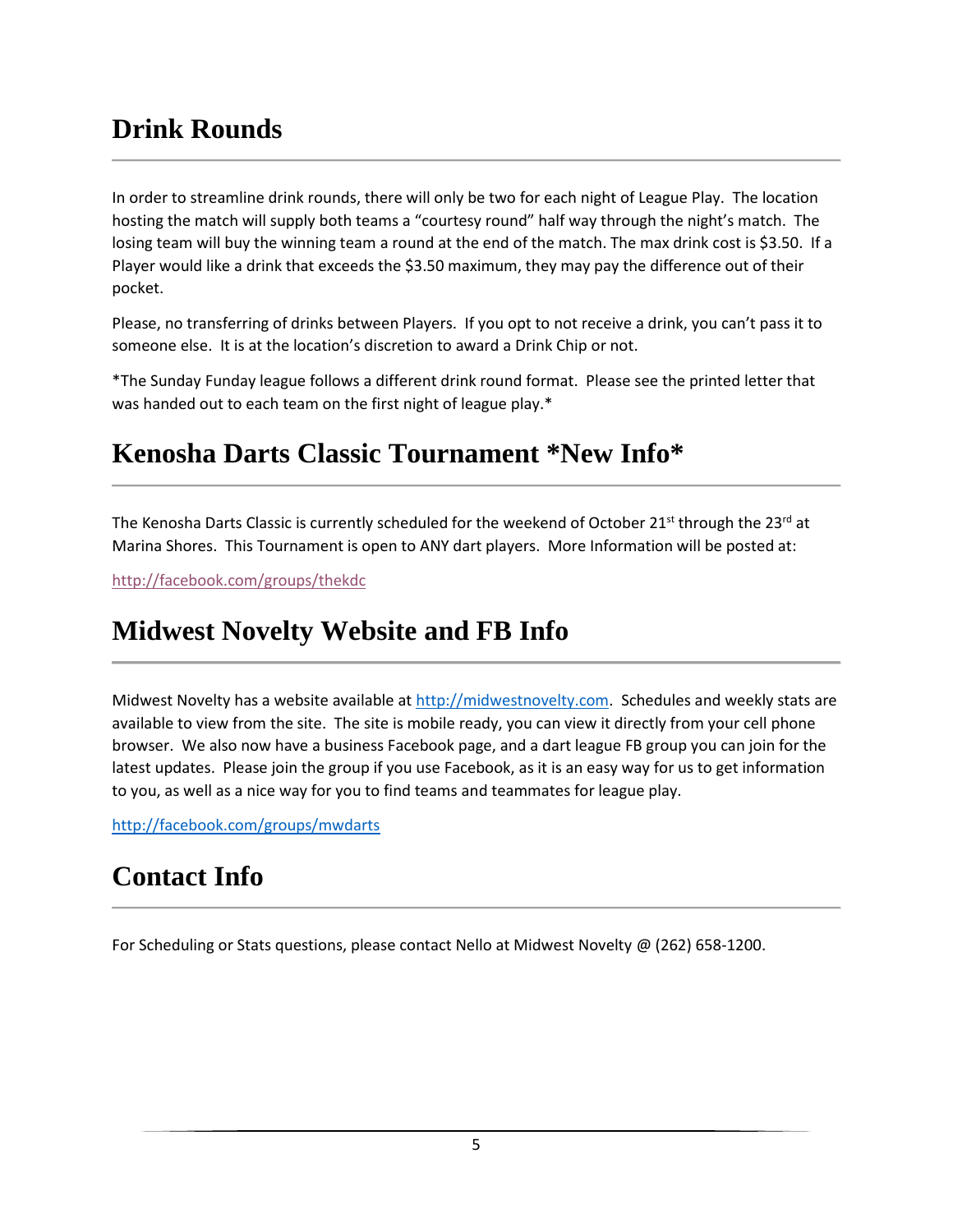# Drink Rounds

In order to streamline drink rounds, there will only be two for each night of League Play. The location hosting the match will supply both teams a "courtesy round" half way through the night's match. The losing team will buy the winning team a round at the end of the match. The max drink cost is $3.50. If a Player would like a drink that exceeds the $3.50 maximum, they may pay the difference out of their pocket.

Please, no transferring of drinks between Players. If you opt to not receive a drink, you can't pass it to someone else. It is at the location's discretion to award a Drink Chip or not.

*The Sunday Funday league follows a different drink round format. Please see the printed letter that was handed out to each team on the first night of league play.*

# Kenosha Darts Classic Tournament *New Info*

The Kenosha Darts Classic is currently scheduled for the weekend of October 21st through the 23rd at Marina Shores. This Tournament is open to ANY dart players. More Information will be posted at:

http://facebook.com/groups/thekdc

# Midwest Novelty Website and FB Info

Midwest Novelty has a website available at http://midwestnovelty.com. Schedules and weekly stats are available to view from the site. The site is mobile ready, you can view it directly from your cell phone browser. We also now have a business Facebook page, and a dart league FB group you can join for the latest updates. Please join the group if you use Facebook, as it is an easy way for us to get information to you, as well as a nice way for you to find teams and teammates for league play.

http://facebook.com/groups/mwdarts

# Contact Info

For Scheduling or Stats questions, please contact Nello at Midwest Novelty @ (262) 658-1200.